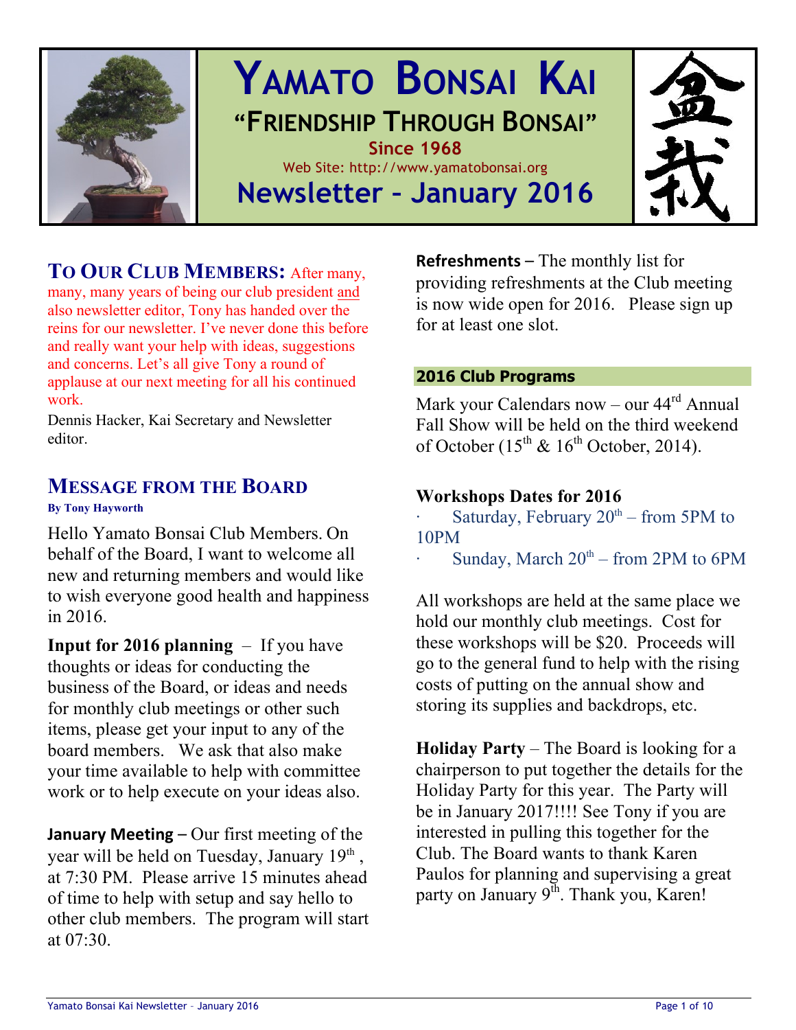# YAMATO BONSAI KAI

## "FRIENDSHIP THROUGH BONSAI"

**Since 1968**

Web Site: http://www.yamatobonsai.org

## Newsletter – January 2016

盆栽

**TO OUR CLUB MEMBERS:** After many, many, many years of being our club president and also newsletter editor, Tony has handed over the reins for our newsletter. I've never done this before and really want your help with ideas, suggestions and concerns. Let's all give Tony a round of applause at our next meeting for all his continued work.

Dennis Hacker, Kai Secretary and Newsletter editor.

## MESSAGE FROM THE BOARD

**By Tony Hayworth**

Hello Yamato Bonsai Club Members. On behalf of the Board, I want to welcome all new and returning members and would like to wish everyone good health and happiness in 2016.

**Input for 2016 planning** – If you have thoughts or ideas for conducting the business of the Board, or ideas and needs for monthly club meetings or other such items, please get your input to any of the board members. We ask that also make your time available to help with committee work or to help execute on your ideas also.

**January Meeting –** Our first meeting of the year will be held on Tuesday, January 19th , at 7:30 PM. Please arrive 15 minutes ahead of time to help with setup and say hello to other club members. The program will start at 07:30.

**Refreshments –** The monthly list for providing refreshments at the Club meeting is now wide open for 2016. Please sign up for at least one slot.

### 2016 Club Programs

Mark your Calendars now – our 44rd Annual Fall Show will be held on the third weekend of October (15th & 16th October, 2014).

**Workshops Dates for 2016**

- Saturday, February 20th – from 5PM to 10PM
- Sunday, March 20th – from 2PM to 6PM

All workshops are held at the same place we hold our monthly club meetings. Cost for these workshops will be $20. Proceeds will go to the general fund to help with the rising costs of putting on the annual show and storing its supplies and backdrops, etc.

**Holiday Party** – The Board is looking for a chairperson to put together the details for the Holiday Party for this year. The Party will be in January 2017!!!! See Tony if you are interested in pulling this together for the Club. The Board wants to thank Karen Paulos for planning and supervising a great party on January 9th. Thank you, Karen!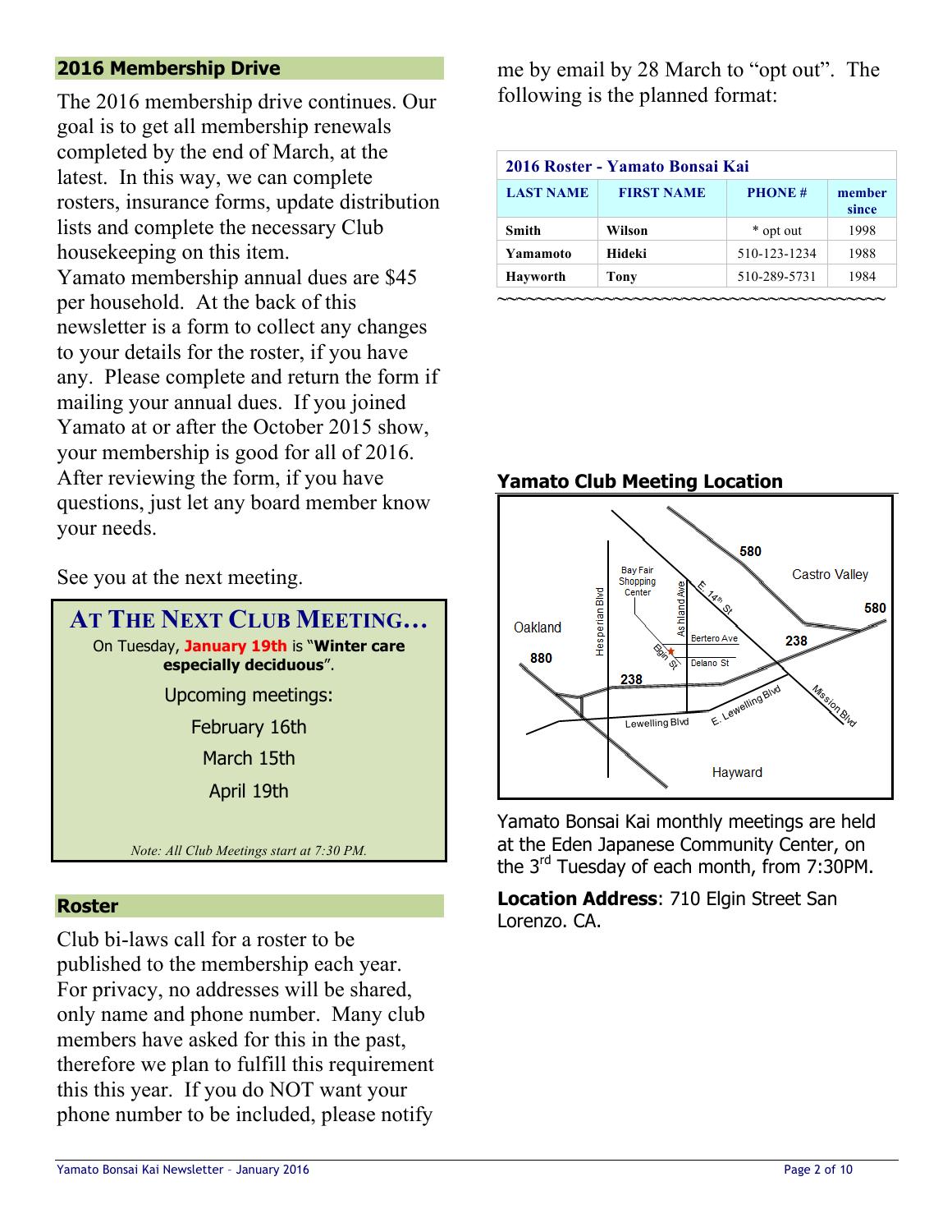## 2016 Membership Drive

The 2016 membership drive continues. Our goal is to get all membership renewals completed by the end of March, at the latest. In this way, we can complete rosters, insurance forms, update distribution lists and complete the necessary Club housekeeping on this item.

Yamato membership annual dues are $45 per household. At the back of this newsletter is a form to collect any changes to your details for the roster, if you have any. Please complete and return the form if mailing your annual dues. If you joined Yamato at or after the October 2015 show, your membership is good for all of 2016. After reviewing the form, if you have questions, just let any board member know your needs.

See you at the next meeting.

## At The Next Club Meeting…

On Tuesday, **January 19th** is "**Winter care especially deciduous**".

Upcoming meetings:

February 16th

March 15th

April 19th

*Note: All Club Meetings start at 7:30 PM.*

## Roster

Club bi-laws call for a roster to be published to the membership each year. For privacy, no addresses will be shared, only name and phone number. Many club members have asked for this in the past, therefore we plan to fulfill this requirement this this year. If you do NOT want your phone number to be included, please notify me by email by 28 March to "opt out". The following is the planned format:

**2016 Roster - Yamato Bonsai Kai**

| LAST NAME | FIRST NAME | PHONE # | member since |
|---|---|---|---|
| **Smith** | **Wilson** | * opt out | 1998 |
| **Yamamoto** | **Hideki** | 510-123-1234 | 1988 |
| **Hayworth** | **Tony** | 510-289-5731 | 1984 |

~~~~~~~~~~~~~~~~~~~~~~~~~~~~~~~~~~~~~~~~~~~~

## Yamato Club Meeting Location

580
Castro Valley
580
Bay Fair Shopping Center
Hesperian Blvd
Ashland Ave
E. 14th St
Oakland
Bertero Ave
238
880
Elgin St
Delano St
238
Mission Blvd
E. Lewelling Blvd
Lewelling Blvd
Hayward

Yamato Bonsai Kai monthly meetings are held at the Eden Japanese Community Center, on the 3rd Tuesday of each month, from 7:30PM.

**Location Address**: 710 Elgin Street San Lorenzo. CA.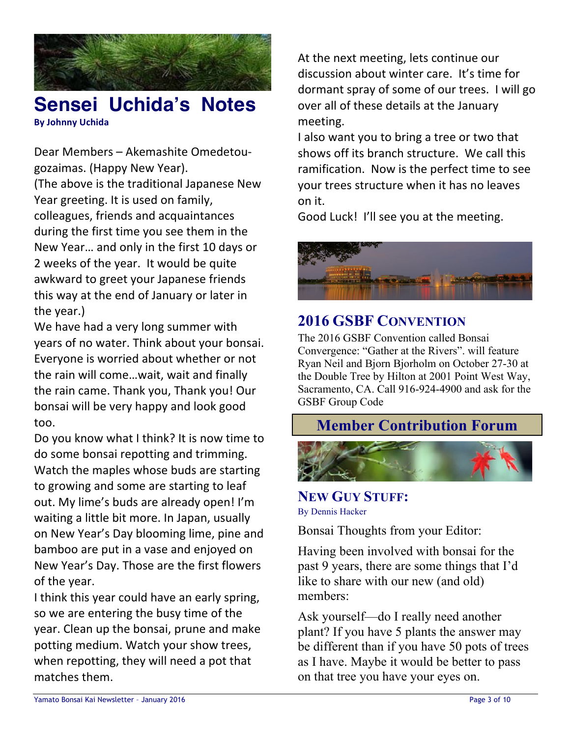# Sensei Uchida's Notes

**By Johnny Uchida**

Dear Members – Akemashite Omedetou-gozaimas. (Happy New Year).

(The above is the traditional Japanese New Year greeting. It is used on family, colleagues, friends and acquaintances during the first time you see them in the New Year… and only in the first 10 days or 2 weeks of the year. It would be quite awkward to greet your Japanese friends this way at the end of January or later in the year.)

We have had a very long summer with years of no water. Think about your bonsai. Everyone is worried about whether or not the rain will come…wait, wait and finally the rain came. Thank you, Thank you! Our bonsai will be very happy and look good too.

Do you know what I think? It is now time to do some bonsai repotting and trimming. Watch the maples whose buds are starting to growing and some are starting to leaf out. My lime's buds are already open! I'm waiting a little bit more. In Japan, usually on New Year's Day blooming lime, pine and bamboo are put in a vase and enjoyed on New Year's Day. Those are the first flowers of the year.

I think this year could have an early spring, so we are entering the busy time of the year. Clean up the bonsai, prune and make potting medium. Watch your show trees, when repotting, they will need a pot that matches them.

At the next meeting, lets continue our discussion about winter care. It's time for dormant spray of some of our trees. I will go over all of these details at the January meeting.

I also want you to bring a tree or two that shows off its branch structure. We call this ramification. Now is the perfect time to see your trees structure when it has no leaves on it.

Good Luck! I'll see you at the meeting.

## 2016 GSBF Convention

The 2016 GSBF Convention called Bonsai Convergence: "Gather at the Rivers". will feature Ryan Neil and Bjorn Bjorholm on October 27-30 at the Double Tree by Hilton at 2001 Point West Way, Sacramento, CA. Call 916-924-4900 and ask for the GSBF Group Code

## Member Contribution Forum

### New Guy Stuff:

By Dennis Hacker

Bonsai Thoughts from your Editor:

Having been involved with bonsai for the past 9 years, there are some things that I'd like to share with our new (and old) members:

Ask yourself—do I really need another plant? If you have 5 plants the answer may be different than if you have 50 pots of trees as I have. Maybe it would be better to pass on that tree you have your eyes on.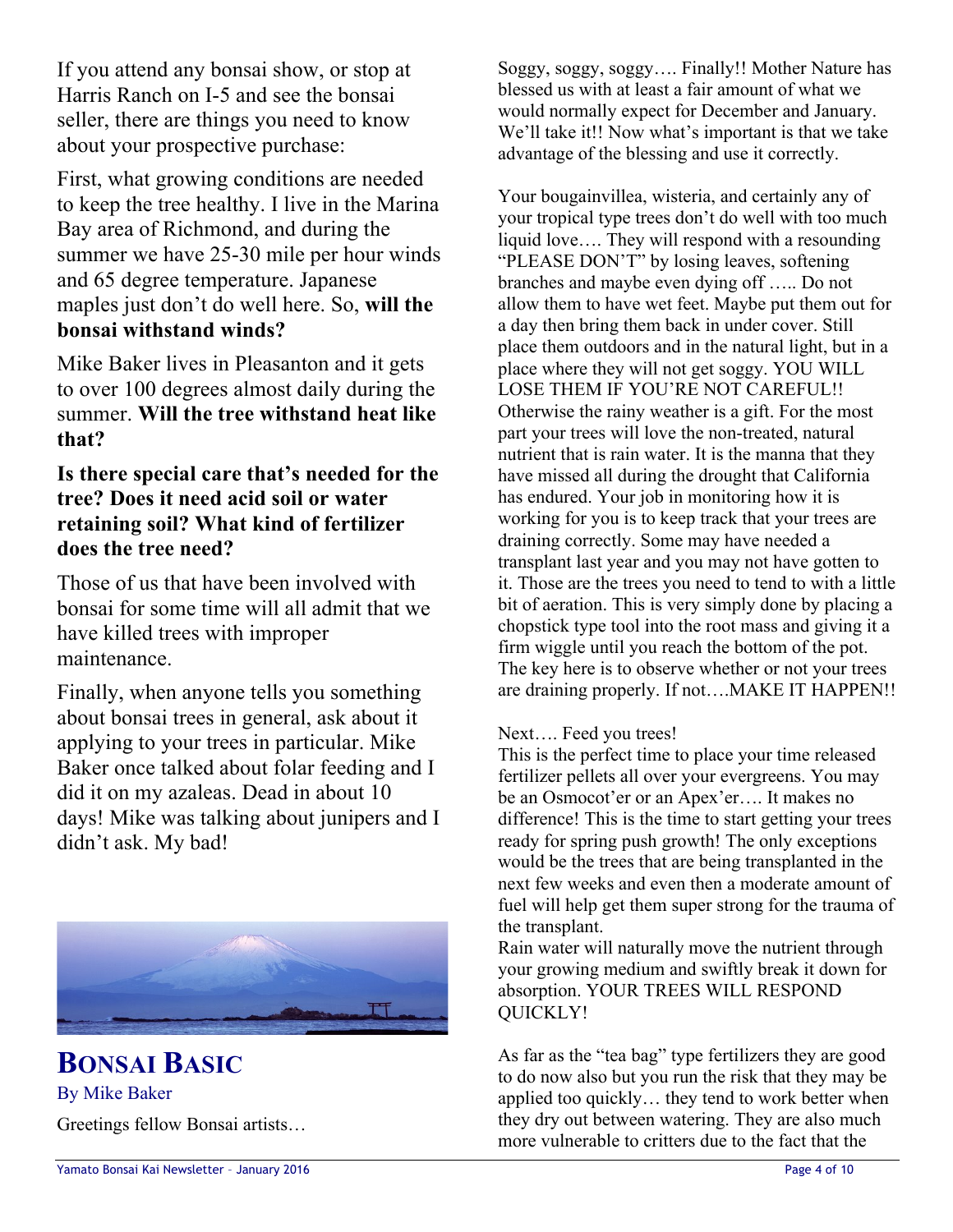If you attend any bonsai show, or stop at Harris Ranch on I-5 and see the bonsai seller, there are things you need to know about your prospective purchase:

First, what growing conditions are needed to keep the tree healthy. I live in the Marina Bay area of Richmond, and during the summer we have 25-30 mile per hour winds and 65 degree temperature. Japanese maples just don't do well here. So, **will the bonsai withstand winds?**

Mike Baker lives in Pleasanton and it gets to over 100 degrees almost daily during the summer. **Will the tree withstand heat like that?**

**Is there special care that's needed for the tree? Does it need acid soil or water retaining soil? What kind of fertilizer does the tree need?**

Those of us that have been involved with bonsai for some time will all admit that we have killed trees with improper maintenance.

Finally, when anyone tells you something about bonsai trees in general, ask about it applying to your trees in particular. Mike Baker once talked about folar feeding and I did it on my azaleas. Dead in about 10 days! Mike was talking about junipers and I didn't ask. My bad!

## BONSAI BASIC

By Mike Baker

Greetings fellow Bonsai artists…

Soggy, soggy, soggy…. Finally!! Mother Nature has blessed us with at least a fair amount of what we would normally expect for December and January. We'll take it!! Now what's important is that we take advantage of the blessing and use it correctly.

Your bougainvillea, wisteria, and certainly any of your tropical type trees don't do well with too much liquid love…. They will respond with a resounding "PLEASE DON'T" by losing leaves, softening branches and maybe even dying off ….. Do not allow them to have wet feet. Maybe put them out for a day then bring them back in under cover. Still place them outdoors and in the natural light, but in a place where they will not get soggy. YOU WILL LOSE THEM IF YOU'RE NOT CAREFUL!! Otherwise the rainy weather is a gift. For the most part your trees will love the non-treated, natural nutrient that is rain water. It is the manna that they have missed all during the drought that California has endured. Your job in monitoring how it is working for you is to keep track that your trees are draining correctly. Some may have needed a transplant last year and you may not have gotten to it. Those are the trees you need to tend to with a little bit of aeration. This is very simply done by placing a chopstick type tool into the root mass and giving it a firm wiggle until you reach the bottom of the pot. The key here is to observe whether or not your trees are draining properly. If not….MAKE IT HAPPEN!!

Next…. Feed you trees!
This is the perfect time to place your time released fertilizer pellets all over your evergreens. You may be an Osmocot'er or an Apex'er…. It makes no difference! This is the time to start getting your trees ready for spring push growth! The only exceptions would be the trees that are being transplanted in the next few weeks and even then a moderate amount of fuel will help get them super strong for the trauma of the transplant.
Rain water will naturally move the nutrient through your growing medium and swiftly break it down for absorption. YOUR TREES WILL RESPOND QUICKLY!

As far as the "tea bag" type fertilizers they are good to do now also but you run the risk that they may be applied too quickly… they tend to work better when they dry out between watering. They are also much more vulnerable to critters due to the fact that the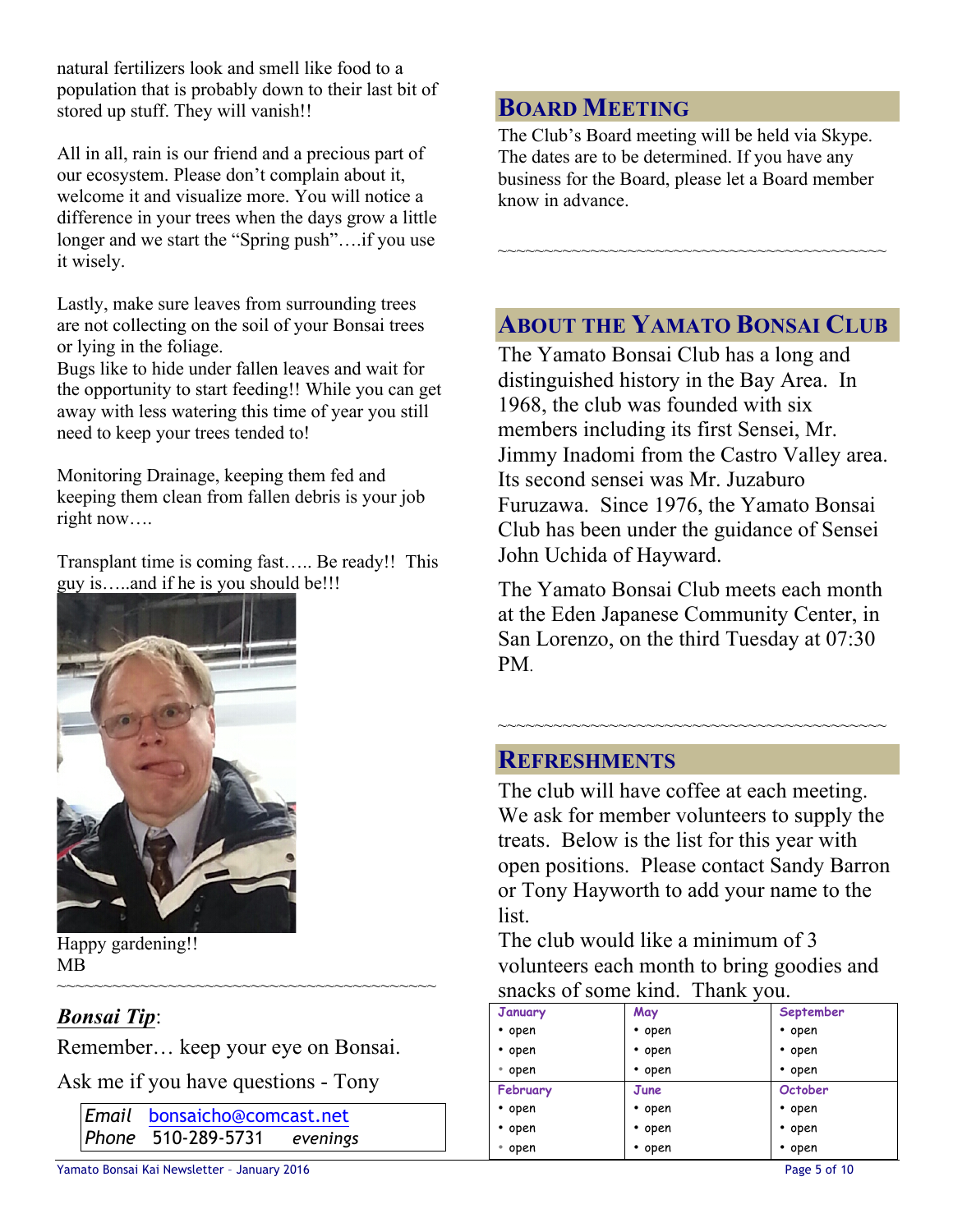natural fertilizers look and smell like food to a population that is probably down to their last bit of stored up stuff. They will vanish!!

All in all, rain is our friend and a precious part of our ecosystem. Please don't complain about it, welcome it and visualize more. You will notice a difference in your trees when the days grow a little longer and we start the "Spring push"….if you use it wisely.

Lastly, make sure leaves from surrounding trees are not collecting on the soil of your Bonsai trees or lying in the foliage.
Bugs like to hide under fallen leaves and wait for the opportunity to start feeding!! While you can get away with less watering this time of year you still need to keep your trees tended to!

Monitoring Drainage, keeping them fed and keeping them clean from fallen debris is your job right now….

Transplant time is coming fast….. Be ready!! This guy is…..and if he is you should be!!!

Happy gardening!!
MB

~~~~~~~~~~~~~~~~~~~~~~~~~~~~~~~~~~~~~~~~~~

## *Bonsai Tip*:

Remember… keep your eye on Bonsai.

Ask me if you have questions - Tony

| | |
|---|---|
| *Email* | bonsaicho@comcast.net |
| *Phone* | 510-289-5731 *evenings* |

## Board Meeting

The Club's Board meeting will be held via Skype. The dates are to be determined. If you have any business for the Board, please let a Board member know in advance.

~~~~~~~~~~~~~~~~~~~~~~~~~~~~~~~~~~~~~~~~~~

## About the Yamato Bonsai Club

The Yamato Bonsai Club has a long and distinguished history in the Bay Area. In 1968, the club was founded with six members including its first Sensei, Mr. Jimmy Inadomi from the Castro Valley area. Its second sensei was Mr. Juzaburo Furuzawa. Since 1976, the Yamato Bonsai Club has been under the guidance of Sensei John Uchida of Hayward.

The Yamato Bonsai Club meets each month at the Eden Japanese Community Center, in San Lorenzo, on the third Tuesday at 07:30 PM.

~~~~~~~~~~~~~~~~~~~~~~~~~~~~~~~~~~~~~~~~~~

## Refreshments

The club will have coffee at each meeting. We ask for member volunteers to supply the treats. Below is the list for this year with open positions. Please contact Sandy Barron or Tony Hayworth to add your name to the list.

The club would like a minimum of 3 volunteers each month to bring goodies and snacks of some kind. Thank you.

| | | |
|---|---|---|
| **January** | **May** | **September** |
| • open<br>• open<br>• open | • open<br>• open<br>• open | • open<br>• open<br>• open |
| **February** | **June** | **October** |
| • open<br>• open<br>• open | • open<br>• open<br>• open | • open<br>• open<br>• open |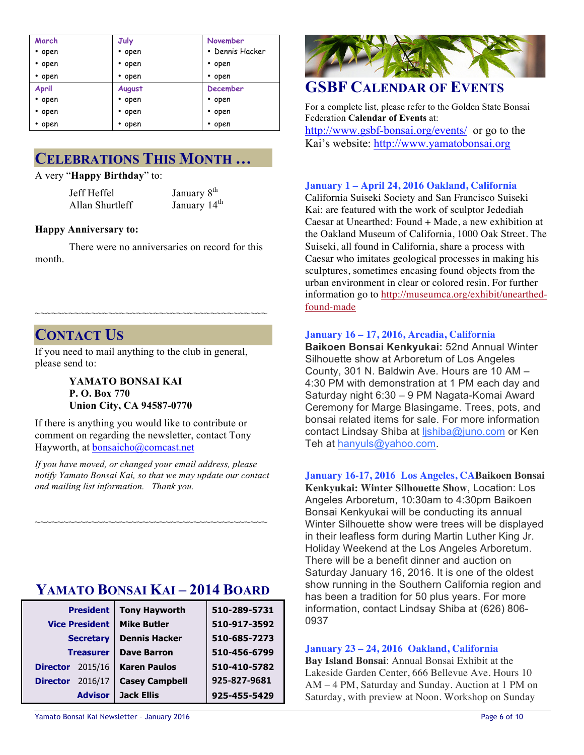| March | July | November |
| --- | --- | --- |
| • open | • open | • Dennis Hacker |
| • open | • open | • open |
| • open | • open | • open |
| **April** | **August** | **December** |
| • open | • open | • open |
| • open | • open | • open |
| • open | • open | • open |

## CELEBRATIONS THIS MONTH …

A very "**Happy Birthday**" to:

| | |
| --- | --- |
| Jeff Heffel | January 8th |
| Allan Shurtleff | January 14th |

**Happy Anniversary to:**

There were no anniversaries on record for this month.

~~~~~~~~~~~~~~~~~~~~~~~~~~~~~~~~~~~~~~~~~~~~

## CONTACT US

If you need to mail anything to the club in general, please send to:

**YAMATO BONSAI KAI**
**P. O. Box 770**
**Union City, CA 94587-0770**

If there is anything you would like to contribute or comment on regarding the newsletter, contact Tony Hayworth, at bonsaicho@comcast.net

*If you have moved, or changed your email address, please notify Yamato Bonsai Kai, so that we may update our contact and mailing list information. Thank you.*

~~~~~~~~~~~~~~~~~~~~~~~~~~~~~~~~~~~~~~~~~~~~

## YAMATO BONSAI KAI – 2014 BOARD

| | | |
| --- | --- | --- |
| **President** | **Tony Hayworth** | **510-289-5731** |
| **Vice President** | **Mike Butler** | **510-917-3592** |
| **Secretary** | **Dennis Hacker** | **510-685-7273** |
| **Treasurer** | **Dave Barron** | **510-456-6799** |
| **Director** 2015/16 | **Karen Paulos** | **510-410-5782** |
| **Director** 2016/17 | **Casey Campbell** | **925-827-9681** |
| **Advisor** | **Jack Ellis** | **925-455-5429** |

## GSBF CALENDAR OF EVENTS

For a complete list, please refer to the Golden State Bonsai Federation **Calendar of Events** at: http://www.gsbf-bonsai.org/events/ or go to the Kai's website: http://www.yamatobonsai.org

**January 1 – April 24, 2016 Oakland, California**
California Suiseki Society and San Francisco Suiseki Kai: are featured with the work of sculptor Jedediah Caesar at Unearthed: Found + Made, a new exhibition at the Oakland Museum of California, 1000 Oak Street. The Suiseki, all found in California, share a process with Caesar who imitates geological processes in making his sculptures, sometimes encasing found objects from the urban environment in clear or colored resin. For further information go to http://museumca.org/exhibit/unearthed-found-made

**January 16 – 17, 2016, Arcadia, California**
**Baikoen Bonsai Kenkyukai:** 52nd Annual Winter Silhouette show at Arboretum of Los Angeles County, 301 N. Baldwin Ave. Hours are 10 AM – 4:30 PM with demonstration at 1 PM each day and Saturday night 6:30 – 9 PM Nagata-Komai Award Ceremony for Marge Blasingame. Trees, pots, and bonsai related items for sale. For more information contact Lindsay Shiba at ljshiba@juno.com or Ken Teh at hanyuls@yahoo.com.

**January 16-17, 2016 Los Angeles, CA Baikoen Bonsai Kenkyukai: Winter Silhouette Show**, Location: Los Angeles Arboretum, 10:30am to 4:30pm Baikoen Bonsai Kenkyukai will be conducting its annual Winter Silhouette show were trees will be displayed in their leafless form during Martin Luther King Jr. Holiday Weekend at the Los Angeles Arboretum. There will be a benefit dinner and auction on Saturday January 16, 2016. It is one of the oldest show running in the Southern California region and has been a tradition for 50 plus years. For more information, contact Lindsay Shiba at (626) 806-0937

**January 23 – 24, 2016 Oakland, California**
**Bay Island Bonsai**: Annual Bonsai Exhibit at the Lakeside Garden Center, 666 Bellevue Ave. Hours 10 AM – 4 PM, Saturday and Sunday. Auction at 1 PM on Saturday, with preview at Noon. Workshop on Sunday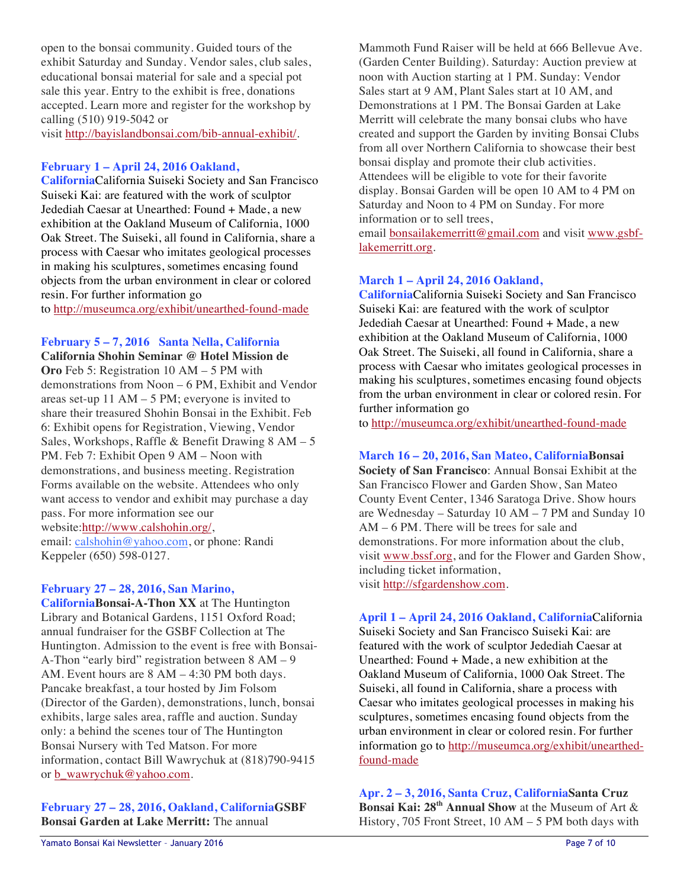open to the bonsai community. Guided tours of the exhibit Saturday and Sunday. Vendor sales, club sales, educational bonsai material for sale and a special pot sale this year. Entry to the exhibit is free, donations accepted. Learn more and register for the workshop by calling (510) 919-5042 or visit http://bayislandbonsai.com/bib-annual-exhibit/.

**February 1 – April 24, 2016 Oakland, California**California Suiseki Society and San Francisco Suiseki Kai: are featured with the work of sculptor Jedediah Caesar at Unearthed: Found + Made, a new exhibition at the Oakland Museum of California, 1000 Oak Street. The Suiseki, all found in California, share a process with Caesar who imitates geological processes in making his sculptures, sometimes encasing found objects from the urban environment in clear or colored resin. For further information go to http://museumca.org/exhibit/unearthed-found-made

**February 5 – 7, 2016 Santa Nella, California**
**California Shohin Seminar @ Hotel Mission de Oro** Feb 5: Registration 10 AM – 5 PM with demonstrations from Noon – 6 PM, Exhibit and Vendor areas set-up 11 AM – 5 PM; everyone is invited to share their treasured Shohin Bonsai in the Exhibit. Feb 6: Exhibit opens for Registration, Viewing, Vendor Sales, Workshops, Raffle & Benefit Drawing 8 AM – 5 PM. Feb 7: Exhibit Open 9 AM – Noon with demonstrations, and business meeting. Registration Forms available on the website. Attendees who only want access to vendor and exhibit may purchase a day pass. For more information see our website:http://www.calshohin.org/, email: calshohin@yahoo.com, or phone: Randi Keppeler (650) 598-0127.

**February 27 – 28, 2016, San Marino, California****Bonsai-A-Thon XX** at The Huntington Library and Botanical Gardens, 1151 Oxford Road; annual fundraiser for the GSBF Collection at The Huntington. Admission to the event is free with Bonsai-A-Thon "early bird" registration between 8 AM – 9 AM. Event hours are 8 AM – 4:30 PM both days. Pancake breakfast, a tour hosted by Jim Folsom (Director of the Garden), demonstrations, lunch, bonsai exhibits, large sales area, raffle and auction. Sunday only: a behind the scenes tour of The Huntington Bonsai Nursery with Ted Matson. For more information, contact Bill Wawrychuk at (818)790-9415 or b_wawrychuk@yahoo.com.

**February 27 – 28, 2016, Oakland, California****GSBF Bonsai Garden at Lake Merritt:** The annual Mammoth Fund Raiser will be held at 666 Bellevue Ave. (Garden Center Building). Saturday: Auction preview at noon with Auction starting at 1 PM. Sunday: Vendor Sales start at 9 AM, Plant Sales start at 10 AM, and Demonstrations at 1 PM. The Bonsai Garden at Lake Merritt will celebrate the many bonsai clubs who have created and support the Garden by inviting Bonsai Clubs from all over Northern California to showcase their best bonsai display and promote their club activities. Attendees will be eligible to vote for their favorite display. Bonsai Garden will be open 10 AM to 4 PM on Saturday and Noon to 4 PM on Sunday. For more information or to sell trees, email bonsailakemerritt@gmail.com and visit www.gsbf-lakemerritt.org.

**March 1 – April 24, 2016 Oakland, California**California Suiseki Society and San Francisco Suiseki Kai: are featured with the work of sculptor Jedediah Caesar at Unearthed: Found + Made, a new exhibition at the Oakland Museum of California, 1000 Oak Street. The Suiseki, all found in California, share a process with Caesar who imitates geological processes in making his sculptures, sometimes encasing found objects from the urban environment in clear or colored resin. For further information go to http://museumca.org/exhibit/unearthed-found-made

**March 16 – 20, 2016, San Mateo, California****Bonsai Society of San Francisco**: Annual Bonsai Exhibit at the San Francisco Flower and Garden Show, San Mateo County Event Center, 1346 Saratoga Drive. Show hours are Wednesday – Saturday 10 AM – 7 PM and Sunday 10 AM – 6 PM. There will be trees for sale and demonstrations. For more information about the club, visit www.bssf.org, and for the Flower and Garden Show, including ticket information, visit http://sfgardenshow.com.

**April 1 – April 24, 2016 Oakland, California**California Suiseki Society and San Francisco Suiseki Kai: are featured with the work of sculptor Jedediah Caesar at Unearthed: Found + Made, a new exhibition at the Oakland Museum of California, 1000 Oak Street. The Suiseki, all found in California, share a process with Caesar who imitates geological processes in making his sculptures, sometimes encasing found objects from the urban environment in clear or colored resin. For further information go to http://museumca.org/exhibit/unearthed-found-made

**Apr. 2 – 3, 2016, Santa Cruz, California****Santa Cruz Bonsai Kai: 28th Annual Show** at the Museum of Art & History, 705 Front Street, 10 AM – 5 PM both days with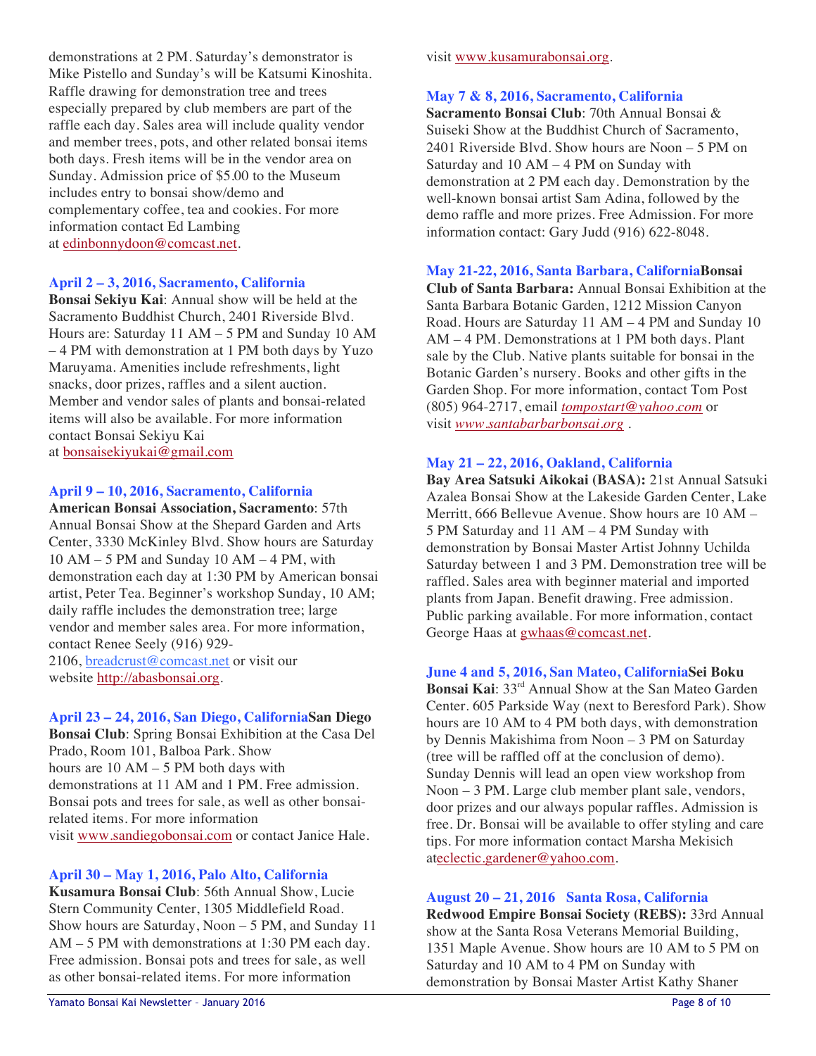demonstrations at 2 PM. Saturday's demonstrator is Mike Pistello and Sunday's will be Katsumi Kinoshita. Raffle drawing for demonstration tree and trees especially prepared by club members are part of the raffle each day. Sales area will include quality vendor and member trees, pots, and other related bonsai items both days. Fresh items will be in the vendor area on Sunday. Admission price of $5.00 to the Museum includes entry to bonsai show/demo and complementary coffee, tea and cookies. For more information contact Ed Lambing at edinbonnydoon@comcast.net.

**April 2 – 3, 2016, Sacramento, California**
**Bonsai Sekiyu Kai**: Annual show will be held at the Sacramento Buddhist Church, 2401 Riverside Blvd. Hours are: Saturday 11 AM – 5 PM and Sunday 10 AM – 4 PM with demonstration at 1 PM both days by Yuzo Maruyama. Amenities include refreshments, light snacks, door prizes, raffles and a silent auction. Member and vendor sales of plants and bonsai-related items will also be available. For more information contact Bonsai Sekiyu Kai at bonsaisekiyukai@gmail.com

**April 9 – 10, 2016, Sacramento, California**
**American Bonsai Association, Sacramento**: 57th Annual Bonsai Show at the Shepard Garden and Arts Center, 3330 McKinley Blvd. Show hours are Saturday 10 AM – 5 PM and Sunday 10 AM – 4 PM, with demonstration each day at 1:30 PM by American bonsai artist, Peter Tea. Beginner's workshop Sunday, 10 AM; daily raffle includes the demonstration tree; large vendor and member sales area. For more information, contact Renee Seely (916) 929-2106, breadcrust@comcast.net or visit our website http://abasbonsai.org.

**April 23 – 24, 2016, San Diego, California San Diego Bonsai Club**: Spring Bonsai Exhibition at the Casa Del Prado, Room 101, Balboa Park. Show hours are 10 AM – 5 PM both days with demonstrations at 11 AM and 1 PM. Free admission. Bonsai pots and trees for sale, as well as other bonsai-related items. For more information visit www.sandiegobonsai.com or contact Janice Hale.

**April 30 – May 1, 2016, Palo Alto, California**
**Kusamura Bonsai Club**: 56th Annual Show, Lucie Stern Community Center, 1305 Middlefield Road. Show hours are Saturday, Noon – 5 PM, and Sunday 11 AM – 5 PM with demonstrations at 1:30 PM each day. Free admission. Bonsai pots and trees for sale, as well as other bonsai-related items. For more information visit www.kusamurabonsai.org.

**May 7 & 8, 2016, Sacramento, California**
**Sacramento Bonsai Club**: 70th Annual Bonsai & Suiseki Show at the Buddhist Church of Sacramento, 2401 Riverside Blvd. Show hours are Noon – 5 PM on Saturday and 10 AM – 4 PM on Sunday with demonstration at 2 PM each day. Demonstration by the well-known bonsai artist Sam Adina, followed by the demo raffle and more prizes. Free Admission. For more information contact: Gary Judd (916) 622-8048.

**May 21-22, 2016, Santa Barbara, California Bonsai Club of Santa Barbara:** Annual Bonsai Exhibition at the Santa Barbara Botanic Garden, 1212 Mission Canyon Road. Hours are Saturday 11 AM – 4 PM and Sunday 10 AM – 4 PM. Demonstrations at 1 PM both days. Plant sale by the Club. Native plants suitable for bonsai in the Botanic Garden's nursery. Books and other gifts in the Garden Shop. For more information, contact Tom Post (805) 964-2717, email *tompostart@yahoo.com* or visit *www.santabarbarbonsai.org* .

**May 21 – 22, 2016, Oakland, California**
**Bay Area Satsuki Aikokai (BASA):** 21st Annual Satsuki Azalea Bonsai Show at the Lakeside Garden Center, Lake Merritt, 666 Bellevue Avenue. Show hours are 10 AM – 5 PM Saturday and 11 AM – 4 PM Sunday with demonstration by Bonsai Master Artist Johnny Uchilda Saturday between 1 and 3 PM. Demonstration tree will be raffled. Sales area with beginner material and imported plants from Japan. Benefit drawing. Free admission. Public parking available. For more information, contact George Haas at gwhaas@comcast.net.

**June 4 and 5, 2016, San Mateo, California Sei Boku Bonsai Kai**: 33rd Annual Show at the San Mateo Garden Center. 605 Parkside Way (next to Beresford Park). Show hours are 10 AM to 4 PM both days, with demonstration by Dennis Makishima from Noon – 3 PM on Saturday (tree will be raffled off at the conclusion of demo). Sunday Dennis will lead an open view workshop from Noon – 3 PM. Large club member plant sale, vendors, door prizes and our always popular raffles. Admission is free. Dr. Bonsai will be available to offer styling and care tips. For more information contact Marsha Mekisich at eclectic.gardener@yahoo.com.

**August 20 – 21, 2016 Santa Rosa, California**
**Redwood Empire Bonsai Society (REBS):** 33rd Annual show at the Santa Rosa Veterans Memorial Building, 1351 Maple Avenue. Show hours are 10 AM to 5 PM on Saturday and 10 AM to 4 PM on Sunday with demonstration by Bonsai Master Artist Kathy Shaner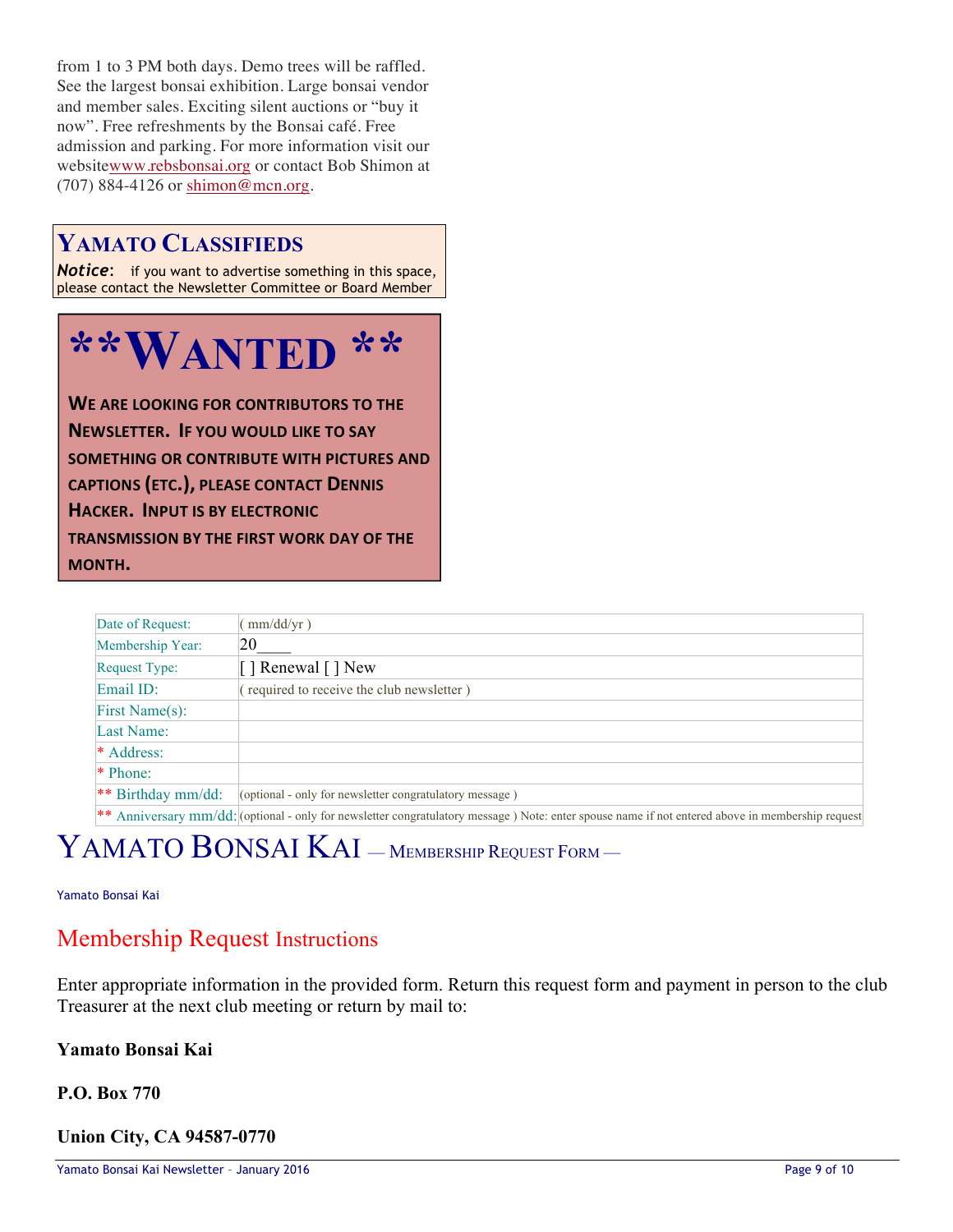from 1 to 3 PM both days. Demo trees will be raffled. See the largest bonsai exhibition. Large bonsai vendor and member sales. Exciting silent auctions or "buy it now". Free refreshments by the Bonsai café. Free admission and parking. For more information visit our websitewww.rebsbonsai.org or contact Bob Shimon at (707) 884-4126 or shimon@mcn.org.

## YAMATO CLASSIFIEDS

***Notice***: if you want to advertise something in this space, please contact the Newsletter Committee or Board Member

# **WANTED **

**WE ARE LOOKING FOR CONTRIBUTORS TO THE NEWSLETTER. IF YOU WOULD LIKE TO SAY SOMETHING OR CONTRIBUTE WITH PICTURES AND CAPTIONS (ETC.), PLEASE CONTACT DENNIS HACKER. INPUT IS BY ELECTRONIC TRANSMISSION BY THE FIRST WORK DAY OF THE MONTH.**

| | |
|---|---|
| Date of Request: | ( mm/dd/yr ) |
| Membership Year: | 20____ |
| Request Type: | [ ] Renewal [ ] New |
| Email ID: | ( required to receive the club newsletter ) |
| First Name(s): | |
| Last Name: | |
| * Address: | |
| * Phone: | |
| ** Birthday mm/dd: | (optional - only for newsletter congratulatory message ) |
| ** Anniversary mm/dd: | (optional - only for newsletter congratulatory message ) Note: enter spouse name if not entered above in membership request |

# YAMATO BONSAI KAI — MEMBERSHIP REQUEST FORM —

Yamato Bonsai Kai

## Membership Request Instructions

Enter appropriate information in the provided form. Return this request form and payment in person to the club Treasurer at the next club meeting or return by mail to:

**Yamato Bonsai Kai**

**P.O. Box 770**

**Union City, CA 94587-0770**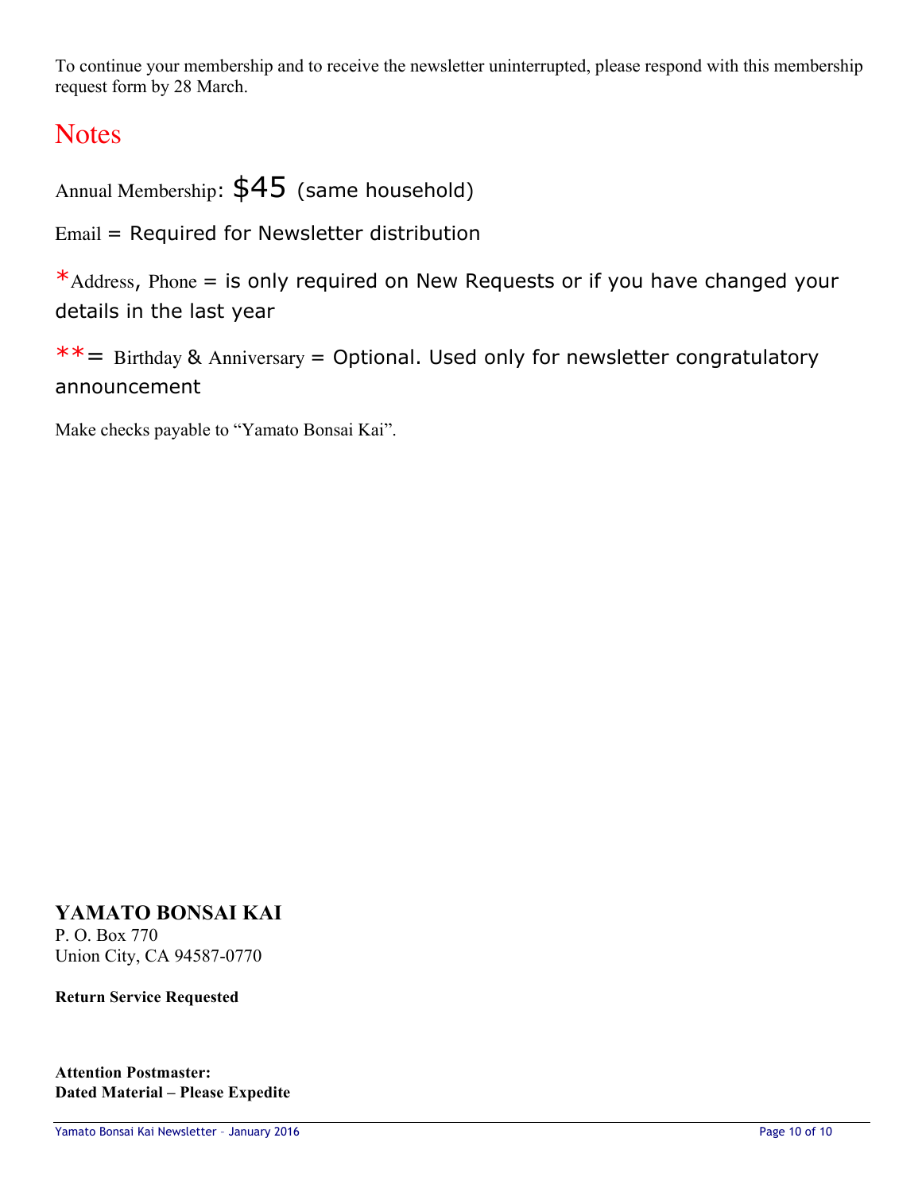To continue your membership and to receive the newsletter uninterrupted, please respond with this membership request form by 28 March.

# Notes

Annual Membership: $45 (same household)

Email = Required for Newsletter distribution

*Address, Phone = is only required on New Requests or if you have changed your details in the last year

**= Birthday & Anniversary = Optional. Used only for newsletter congratulatory announcement

Make checks payable to "Yamato Bonsai Kai".

**YAMATO BONSAI KAI**
P. O. Box 770
Union City, CA 94587-0770

**Return Service Requested**

**Attention Postmaster:**
**Dated Material – Please Expedite**